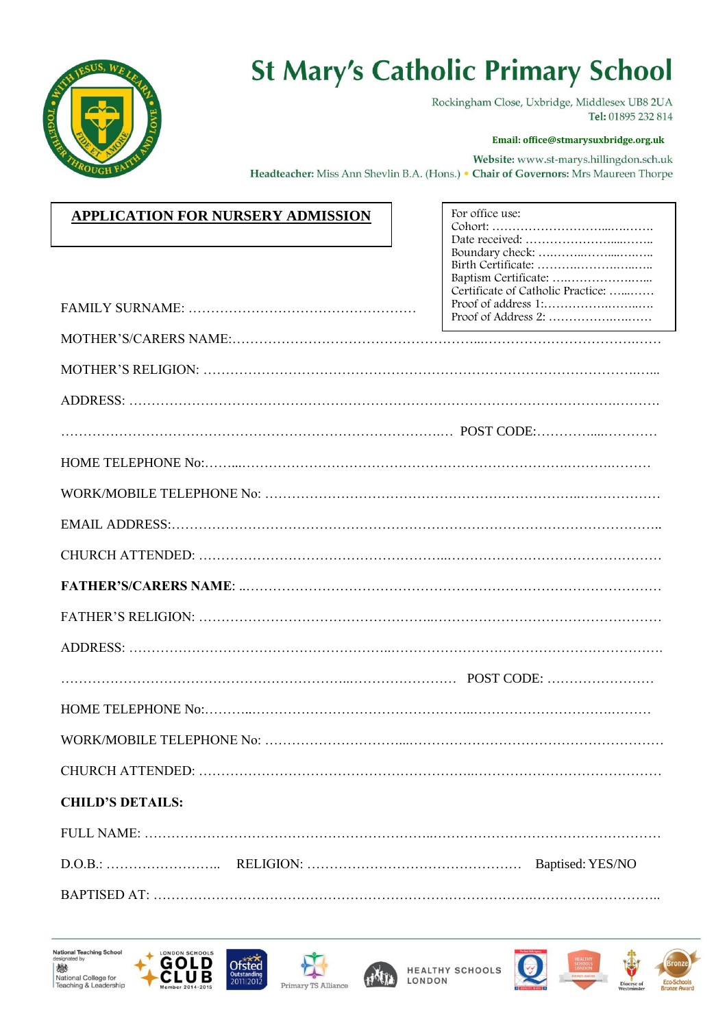# St Mary's Catholic Primary School

Rockingham Close, Uxbridge, Middlesex UB8 2UA
**Tel:** 01895 232 814

**Email: office@stmarysuxbridge.org.uk**

**Website:** www.st-marys.hillingdon.sch.uk
**Headteacher:** Miss Ann Shevlin B.A. (Hons.) • **Chair of Governors:** Mrs Maureen Thorpe

## APPLICATION FOR NURSERY ADMISSION

For office use:
Cohort: ……………………………………
Date received: ……………………………
Boundary check: …………………………
Birth Certificate: …………………………
Baptism Certificate: ………………………
Certificate of Catholic Practice: …………
Proof of address 1:…………………………
Proof of Address 2: ………………………

FAMILY SURNAME: …………………………………………

MOTHER'S/CARERS NAME:……………………………………………………………………………………

MOTHER'S RELIGION: ……………………………………………………………………………………

ADDRESS: ……………………………………………………………………………………………………

………………………………………………………………………… POST CODE:……………………

HOME TELEPHONE No:……………………………………………………………………………………

WORK/MOBILE TELEPHONE No: ………………………………………………………………………

EMAIL ADDRESS:……………………………………………………………………………………………

CHURCH ATTENDED: ……………………………………………………………………………………

**FATHER'S/CARERS NAME:** ………………………………………………………………………………

FATHER'S RELIGION: ……………………………………………………………………………………

ADDRESS: ……………………………………………………………………………………………………

………………………………………………………………………… POST CODE: ……………………

HOME TELEPHONE No:……………………………………………………………………………………

WORK/MOBILE TELEPHONE No: ………………………………………………………………………

CHURCH ATTENDED: ……………………………………………………………………………………

**CHILD'S DETAILS:**

FULL NAME: …………………………………………………………………………………………………

D.O.B.: ……………………… RELIGION: ………………………………………… Baptised: YES/NO

BAPTISED AT: ………………………………………………………………………………………………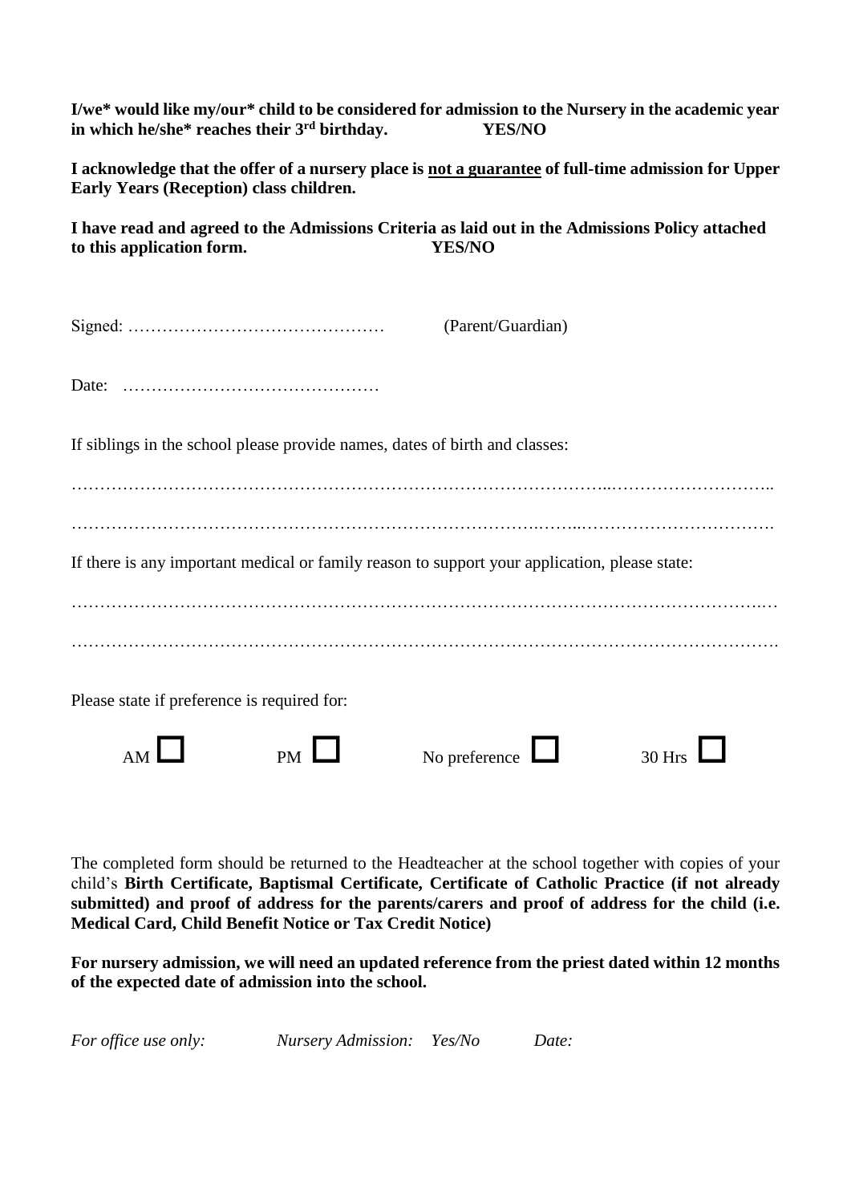**I/we* would like my/our* child to be considered for admission to the Nursery in the academic year in which he/she* reaches their 3rd birthday. YES/NO**

**I acknowledge that the offer of a nursery place is <u>not a guarantee</u> of full-time admission for Upper Early Years (Reception) class children.**

**I have read and agreed to the Admissions Criteria as laid out in the Admissions Policy attached to this application form. YES/NO**

Signed: ……………………………………… (Parent/Guardian)

Date: ………………………………………

If siblings in the school please provide names, dates of birth and classes:

……………………………………………………………………………………………………………..

……………………………………………………………………………………………………………..

If there is any important medical or family reason to support your application, please state:

……………………………………………………………………………………………………………..

……………………………………………………………………………………………………………..

Please state if preference is required for:

AM ☐ PM ☐ No preference ☐ 30 Hrs ☐

The completed form should be returned to the Headteacher at the school together with copies of your child's **Birth Certificate, Baptismal Certificate, Certificate of Catholic Practice (if not already submitted) and proof of address for the parents/carers and proof of address for the child (i.e. Medical Card, Child Benefit Notice or Tax Credit Notice)**

**For nursery admission, we will need an updated reference from the priest dated within 12 months of the expected date of admission into the school.**

*For office use only: Nursery Admission: Yes/No Date:*